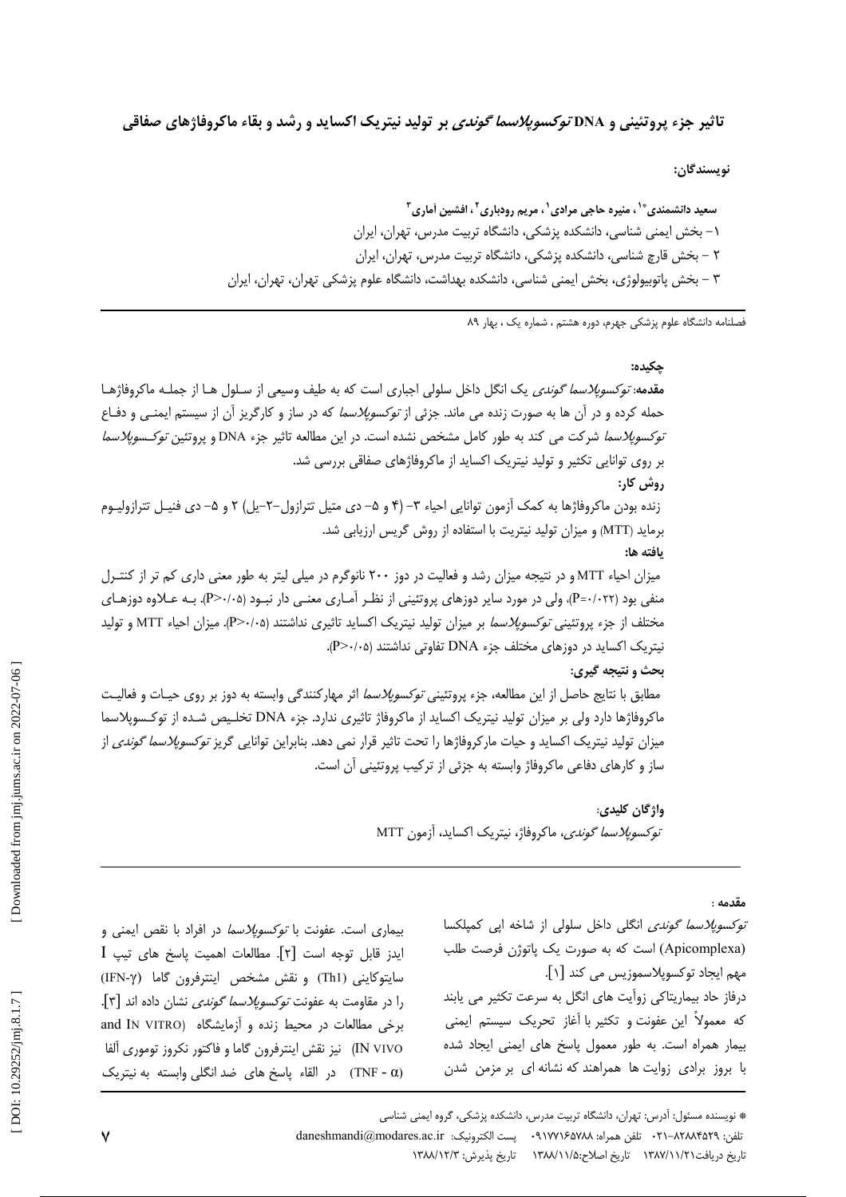# تاثیر جزء پروتئینی و DNA *توکسوپلاسما گوندی* بر تولید نیتریک اکساید و رشد و بقاء ماکروفاژهای صفاقی

**نویسندگان:**

**سعید دانشمندی*[1]، منیره حاجی مرادی[1]، مریم رودباری[2]، افشین آماری[3]**

۱- بخش ایمنی شناسی، دانشکده پزشکی، دانشگاه تربیت مدرس، تهران، ایران

۲ – بخش قارچ شناسی، دانشکده پزشکی، دانشگاه تربیت مدرس، تهران، ایران

۳ – بخش پاتوبیولوژی، بخش ایمنی شناسی، دانشکده بهداشت، دانشگاه علوم پزشکی تهران، تهران، ایران

فصلنامه دانشگاه علوم پزشکی جهرم، دوره هشتم ، شماره یک ، بهار ۸۹

**چکیده:**

**مقدمه:** *توکسوپلاسما گوندی* یک انگل داخل سلولی اجباری است که به طیف وسیعی از سلول ها از جمله ماکروفاژها حمله کرده و در آن ها به صورت زنده می ماند. جزئی از *توکسوپلاسما* که در ساز و کارگریز آن از سیستم ایمنی و دفاع *توکسوپلاسما* شرکت می کند به طور کامل مشخص نشده است. در این مطالعه تاثیر جزء DNA و پروتئین *توکسوپلاسما* بر روی توانایی تکثیر و تولید نیتریک اکساید از ماکروفاژهای صفاقی بررسی شد.

**روش کار:**

زنده بودن ماکروفاژها به کمک آزمون توانایی احیاء ۳- (۴ و ۵- دی متیل تترازول-۲-یل) ۲ و ۵- دی فنیل تترازولیوم برماید (MTT) و میزان تولید نیتریت با استفاده از روش گریس ارزیابی شد.

**یافته ها:**

میزان احیاء MTT و در نتیجه میزان رشد و فعالیت در دوز ۲۰۰ نانوگرم در میلی لیتر به طور معنی داری کم تر از کنترل منفی بود (P=۰/۰۲۲)، ولی در مورد سایر دوزهای پروتئینی از نظر آماری معنی دار نبود (P>۰/۰۵). به علاوه دوزهای مختلف از جزء پروتئینی *توکسوپلاسما* بر میزان تولید نیتریک اکساید تاثیری نداشتند (P>۰/۰۵). میزان احیاء MTT و تولید نیتریک اکساید در دوزهای مختلف جزء DNA تفاوتی نداشتند (P>۰/۰۵).

**بحث و نتیجه گیری:**

مطابق با نتایج حاصل از این مطالعه، جزء پروتئینی *توکسوپلاسما* اثر مهارکنندگی وابسته به دوز بر روی حیات و فعالیت ماکروفاژها دارد ولی بر میزان تولید نیتریک اکساید از ماکروفاژ تاثیری ندارد. جزء DNA تخلیص شده از توکسوپلاسما میزان تولید نیتریک اکساید و حیات مارکروفاژها را تحت تاثیر قرار نمی دهد. بنابراین توانایی گریز *توکسوپلاسما گوندی* از ساز و کارهای دفاعی ماکروفاژ وابسته به جزئی از ترکیب پروتئینی آن است.

**واژگان کلیدی:**

*توکسوپلاسما گوندی*، ماکروفاژ، نیتریک اکساید، آزمون MTT

**مقدمه :**

*توکسوپلاسما گوندی* انگلی داخل سلولی از شاخه اپی کمپلکسا (Apicomplexa) است که به صورت یک پاتوژن فرصت طلب مهم ایجاد توکسوپلاسموزیس می کند [۱].

درفاز حاد بیماریتاکی زوآیت های انگل به سرعت تکثیر می یابند که معمولاً این عفونت و تکثیر با آغاز تحریک سیستم ایمنی بیمار همراه است. به طور معمول پاسخ های ایمنی ایجاد شده با بروز برادی زوایت ها همراهند که نشانه ای بر مزمن شدن بیماری است. عفونت با *توکسوپلاسما* در افراد با نقص ایمنی و ایدز قابل توجه است [۲]. مطالعات اهمیت پاسخ های تیپ I سایتوکاینی (Th1) و نقش مشخص اینترفرون گاما (IFN-γ) را در مقاومت به عفونت *توکسوپلاسما گوندی* نشان داده اند [۳]. برخی مطالعات در محیط زنده و آزمایشگاه (IN VITRO and IN VIVO) نیز نقش اینترفرون گاما و فاکتور نکروز توموری آلفا (TNF - α) در القاء پاسخ های ضد انگلی وابسته به نیتریک

\* نویسنده مسئول: آدرس: تهران، دانشگاه تربیت مدرس، دانشکده پزشکی، گروه ایمنی شناسی

تلفن: ۸۲۸۸۴۵۲۹-۰۲۱ تلفن همراه: ۰۹۱۷۷۱۶۵۷۸۸ پست الکترونیک: daneshmandi@modares.ac.ir

تاریخ دریافت۱۳۸۷/۱۱/۲۱ تاریخ اصلاح:۱۳۸۸/۱۱/۵ تاریخ پذیرش: ۱۳۸۸/۱۲/۳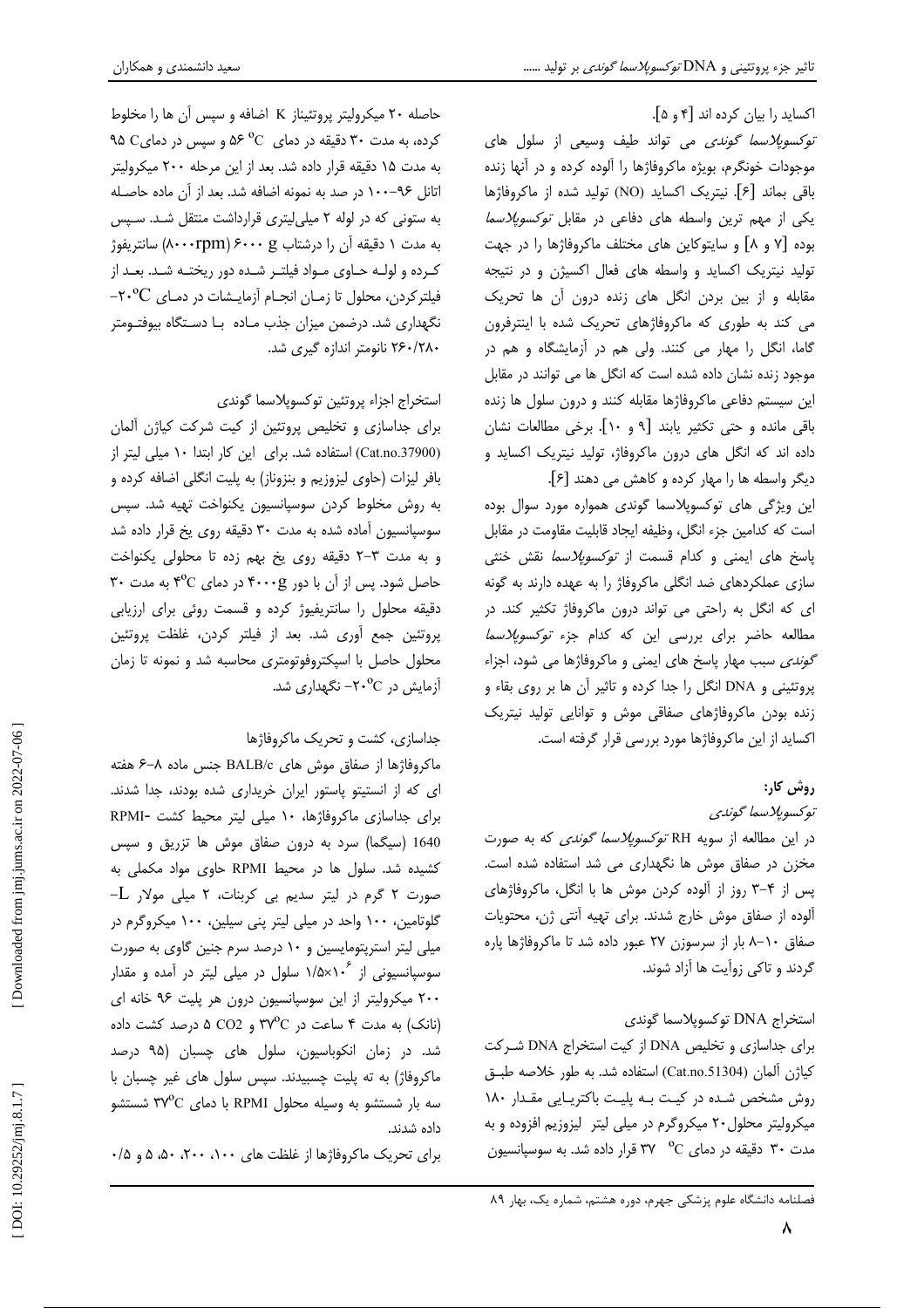اکساید را بیان کرده اند [۴ و ۵].

*توکسوپلاسما گوندی* می تواند طیف وسیعی از سلول های موجودات خونگرم، بویژه ماکروفاژها را آلوده کرده و در آنها زنده باقی بماند [۶]. نیتریک اکساید (NO) تولید شده از ماکروفاژها یکی از مهم ترین واسطه های دفاعی در مقابل *توکسوپلاسما* بوده [۷ و ۸] و سایتوکاین های مختلف ماکروفاژها را در جهت تولید نیتریک اکساید و واسطه های فعال اکسیژن و در نتیجه مقابله و از بین بردن انگل های زنده درون آن ها تحریک می کند به طوری که ماکروفاژهای تحریک شده با اینترفرون گاما، انگل را مهار می کنند. ولی هم در آزمایشگاه و هم در موجود زنده نشان داده شده است که انگل ها می توانند در مقابل این سیستم دفاعی ماکروفاژها مقابله کنند و درون سلول ها زنده باقی مانده و حتی تکثیر یابند [۹ و ۱۰]. برخی مطالعات نشان داده اند که انگل های درون ماکروفاژ، تولید نیتریک اکساید و دیگر واسطه ها را مهار کرده و کاهش می دهند [۶].

این ویژگی های توکسوپلاسما گوندی همواره مورد سوال بوده است که کدامین جزء انگل، وظیفه ایجاد قابلیت مقاومت در مقابل پاسخ های ایمنی و کدام قسمت از *توکسوپلاسما* نقش خنثی سازی عملکردهای ضد انگلی ماکروفاژ را به عهده دارند به گونه ای که انگل به راحتی می تواند درون ماکروفاژ تکثیر کند. در مطالعه حاضر برای بررسی این که کدام جزء *توکسوپلاسما گوندی* سبب مهار پاسخ های ایمنی و ماکروفاژها می شود، اجزاء پروتئینی و DNA انگل را جدا کرده و تاثیر آن ها بر روی بقاء و زنده بودن ماکروفاژهای صفاقی موش و توانایی تولید نیتریک اکساید از این ماکروفاژها مورد بررسی قرار گرفته است.

## روش کار:

### *توکسوپلاسما گوندی*

در این مطالعه از سویه RH *توکسوپلاسما گوندی* که به صورت مخزن در صفاق موش ها نگهداری می شد استفاده شده است. پس از ۴-۳ روز از آلوده کردن موش ها با انگل، ماکروفاژهای آلوده از صفاق موش خارج شدند. برای تهیه آنتی ژن، محتویات صفاق ۱۰-۸ بار از سرسوزن ۲۷ عبور داده شد تا ماکروفاژها پاره گردند و تاکی زوآیت ها آزاد شوند.

### استخراج DNA توکسوپلاسما گوندی

برای جداسازی و تخلیص DNA از کیت استخراج DNA شـرکت کیاژن آلمان (Cat.no.51304) استفاده شد. به طور خلاصه طبـق روش مشخص شـده در کیـت بـه پلیـت باکتریـایی مقـدار ۱۸۰ میکرولیتر محلول ۲۰ میکروگرم در میلی لیتر لیزوزیم افزوده و به مدت ۳۰ دقیقه در دمای $37\ ^{o}C$ قرار داده شد. به سوسپانسیون حاصله ۲۰ میکرولیتر پروتئیناز K اضافه و سپس آن ها را مخلوط کرده، به مدت ۳۰ دقیقه در دمای $56\ ^{o}C$ و سپس در دمای $95\ C$ به مدت ۱۵ دقیقه قرار داده شد. بعد از این مرحله ۲۰۰ میکرولیتر اتانل ۹۶-۱۰۰ در صد به نمونه اضافه شد. بعد از آن ماده حاصـله به ستونی که در لوله ۲ میلی‌لیتری قرارداشت منتقل شـد. سـپس به مدت ۱ دقیقه آن را درشتاب $6000\ g$ ($8000 rpm$) سانتریفوژ کـرده و لولـه حـاوی مـواد فیلتـر شـده دور ریختـه شـد. بعـد از فیلترکردن، محلول تا زمـان انجـام آزمایـشات در دمـای $-20^{o}C$ نگهداری شد. درضمن میزان جذب مـاده بـا دسـتگاه بیوفتـومتر ۲۶۰/۲۸۰ نانومتر اندازه گیری شد.

### استخراج اجزاء پروتئین توکسوپلاسما گوندی

برای جداسازی و تخلیص پروتئین از کیت شرکت کیاژن آلمان (Cat.no.37900) استفاده شد. برای این کار ابتدا ۱۰ میلی لیتر از بافر لیزات (حاوی لیزوزیم و بنزوناز) به پلیت انگلی اضافه کرده و به روش مخلوط کردن سوسپانسیون یکنواخت تهیه شد. سپس سوسپانسیون آماده شده به مدت ۳۰ دقیقه روی یخ قرار داده شد و به مدت ۳-۲ دقیقه روی یخ بهم زده تا محلولی یکنواخت حاصل شود. پس از آن با دور $4000 g$ در دمای $4^{o}C$ به مدت ۳۰ دقیقه محلول را سانتریفوژ کرده و قسمت روئی برای ارزیابی پروتئین جمع آوری شد. بعد از فیلتر کردن، غلظت پروتئین محلول حاصل با اسپکتروفوتومتری محاسبه شد و نمونه تا زمان آزمایش در $-20^{o}C$ نگهداری شد.

### جداسازی، کشت و تحریک ماکروفاژها

ماکروفاژها از صفاق موش های BALB/c جنس ماده ۸-۶ هفته ای که از انستیتو پاستور ایران خریداری شده بودند، جدا شدند. برای جداسازی ماکروفاژها، ۱۰ میلی لیتر محیط کشت RPMI-1640 (سیگما) سرد به درون صفاق موش ها تزریق و سپس کشیده شد. سلول ها در محیط RPMI حاوی مواد مکملی به صورت ۲ گرم در لیتر سدیم بی کربنات، ۲ میلی مولار L-گلوتامین، ۱۰۰ واحد در میلی لیتر پنی سیلین، ۱۰۰ میکروگرم در میلی لیتر استرپتومایسین و ۱۰ درصد سرم جنین گاوی به صورت سوسپانسیونی از $1/5\times10^{6}$ سلول در میلی لیتر در آمده و مقدار ۲۰۰ میکرولیتر از این سوسپانسیون درون هر پلیت ۹۶ خانه ای (نانک) به مدت ۴ ساعت در $37^{o}C$ و $CO_2$ ۵ درصد کشت داده شد. در زمان انکوباسیون، سلول های چسبان (۹۵ درصد ماکروفاژ) به ته پلیت چسبیدند. سپس سلول های غیر چسبان با سه بار شستشو به وسیله محلول RPMI با دمای $37^{o}C$ شستشو داده شدند.

برای تحریک ماکروفاژها از غلظت های ۱۰۰، ۲۰۰، ۵۰، ۵ و ۰/۵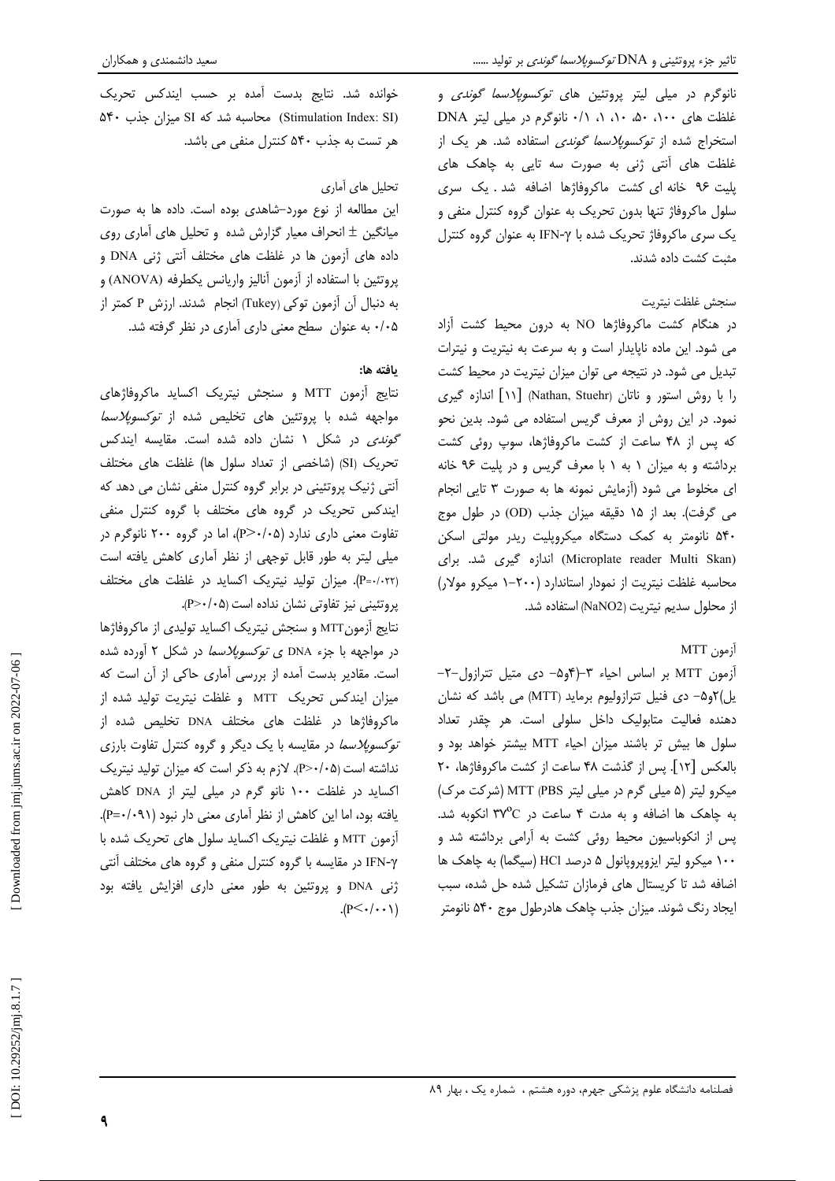نانوگرم در میلی لیتر پروتئین های *توکسوپلاسما گوندی* و غلظت های ۱۰۰، ۵۰، ۱۰، ۱، ۰/۱ نانوگرم در میلی لیتر DNA استخراج شده از *توکسوپلاسما گوندی* استفاده شد. هر یک از غلظت های آنتی ژنی به صورت سه تایی به چاهک های پلیت ۹۶ خانه ای کشت ماکروفاژها اضافه شد . یک سری سلول ماکروفاژ تنها بدون تحریک به عنوان گروه کنترل منفی و یک سری ماکروفاژ تحریک شده با IFN-γ به عنوان گروه کنترل مثبت کشت داده شدند.

### سنجش غلظت نیتریت

در هنگام کشت ماکروفاژها NO به درون محیط کشت آزاد می شود. این ماده ناپایدار است و به سرعت به نیتریت و نیترات تبدیل می شود. در نتیجه می توان میزان نیتریت در محیط کشت را با روش استور و ناتان (Nathan, Stuehr) [۱۱] اندازه گیری نمود. در این روش از معرف گریس استفاده می شود. بدین نحو که پس از ۴۸ ساعت از کشت ماکروفاژها، سوپ روئی کشت برداشته و به میزان ۱ به ۱ با معرف گریس و در پلیت ۹۶ خانه ای مخلوط می شود (آزمایش نمونه ها به صورت ۳ تایی انجام می گرفت). بعد از ۱۵ دقیقه میزان جذب (OD) در طول موج ۵۴۰ نانومتر به کمک دستگاه میکروپلیت ریدر مولتی اسکن (Microplate reader Multi Skan) اندازه گیری شد. برای محاسبه غلظت نیتریت از نمودار استاندارد (۲۰۰-۱ میکرو مولار) از محلول سدیم نیتریت ($NaNO_2$) استفاده شد.

### آزمون MTT

آزمون MTT بر اساس احیاء ۳-(۴و۵- دی متیل تترازول-۲-یل)۲و۵- دی فنیل تترازولیوم برماید (MTT) می باشد که نشان دهنده فعالیت متابولیک داخل سلولی است. هر چقدر تعداد سلول ها بیش تر باشند میزان احیاء MTT بیشتر خواهد بود و بالعکس [۱۲]. پس از گذشت ۴۸ ساعت از کشت ماکروفاژها، ۲۰ میکرو لیتر (۵ میلی گرم در میلی لیتر PBS) MTT (شرکت مرک) به چاهک ها اضافه و به مدت ۴ ساعت در $37^{o}C$ انکوبه شد. پس از انکوباسیون محیط روئی کشت به آرامی برداشته شد و ۱۰۰ میکرو لیتر ایزوپروپانول ۵ درصد HCl (سیگما) به چاهک ها اضافه شد تا کریستال های فرمازان تشکیل شده حل شده، سبب ایجاد رنگ شوند. میزان جذب چاهک هادرطول موج ۵۴۰ نانومتر خوانده شد. نتایج بدست آمده بر حسب ایندکس تحریک (Stimulation Index: SI) محاسبه شد که SI میزان جذب ۵۴۰ هر تست به جذب ۵۴۰ کنترل منفی می باشد.

### تحلیل های آماری

این مطالعه از نوع مورد-شاهدی بوده است. داده ها به صورت میانگین ± انحراف معیار گزارش شده و تحلیل های آماری روی داده های آزمون ها در غلظت های مختلف آنتی ژنی DNA و پروتئین با استفاده از آزمون آنالیز واریانس یکطرفه (ANOVA) و به دنبال آن آزمون توکی (Tukey) انجام شدند. ارزش P کمتر از ۰/۰۵ به عنوان سطح معنی داری آماری در نظر گرفته شد.

## یافته ها:

نتایج آزمون MTT و سنجش نیتریک اکساید ماکروفاژهای مواجهه شده با پروتئین های تخلیص شده از *توکسوپلاسما گوندی* در شکل ۱ نشان داده شده است. مقایسه ایندکس تحریک (SI) (شاخصی از تعداد سلول ها) غلظت های مختلف آنتی ژنیک پروتئینی در برابر گروه کنترل منفی نشان می دهد که ایندکس تحریک در گروه های مختلف با گروه کنترل منفی تفاوت معنی داری ندارد ($P>0/05$)، اما در گروه ۲۰۰ نانوگرم در میلی لیتر به طور قابل توجهی از نظر آماری کاهش یافته است ($P=0/022$). میزان تولید نیتریک اکساید در غلظت های مختلف پروتئینی نیز تفاوتی نشان نداده است ($P>0/05$).

نتایج آزمونMTT و سنجش نیتریک اکساید تولیدی از ماکروفاژها در مواجهه با جزء DNA ی *توکسوپلاسما* در شکل ۲ آورده شده است. مقادیر بدست آمده از بررسی آماری حاکی از آن است که میزان ایندکس تحریک MTT و غلظت نیتریت تولید شده از ماکروفاژها در غلظت های مختلف DNA تخلیص شده از *توکسوپلاسما* در مقایسه با یک دیگر و گروه کنترل تفاوت بارزی نداشته است ($P>0/05$). لازم به ذکر است که میزان تولید نیتریک اکساید در غلظت ۱۰۰ نانو گرم در میلی لیتر از DNA کاهش یافته بود، اما این کاهش از نظر آماری معنی دار نبود ($P=0/091$). آزمون MTT و غلظت نیتریک اکساید سلول های تحریک شده با IFN-γ در مقایسه با گروه کنترل منفی و گروه های مختلف آنتی ژنی DNA و پروتئین به طور معنی داری افزایش یافته بود ($P<0/001$).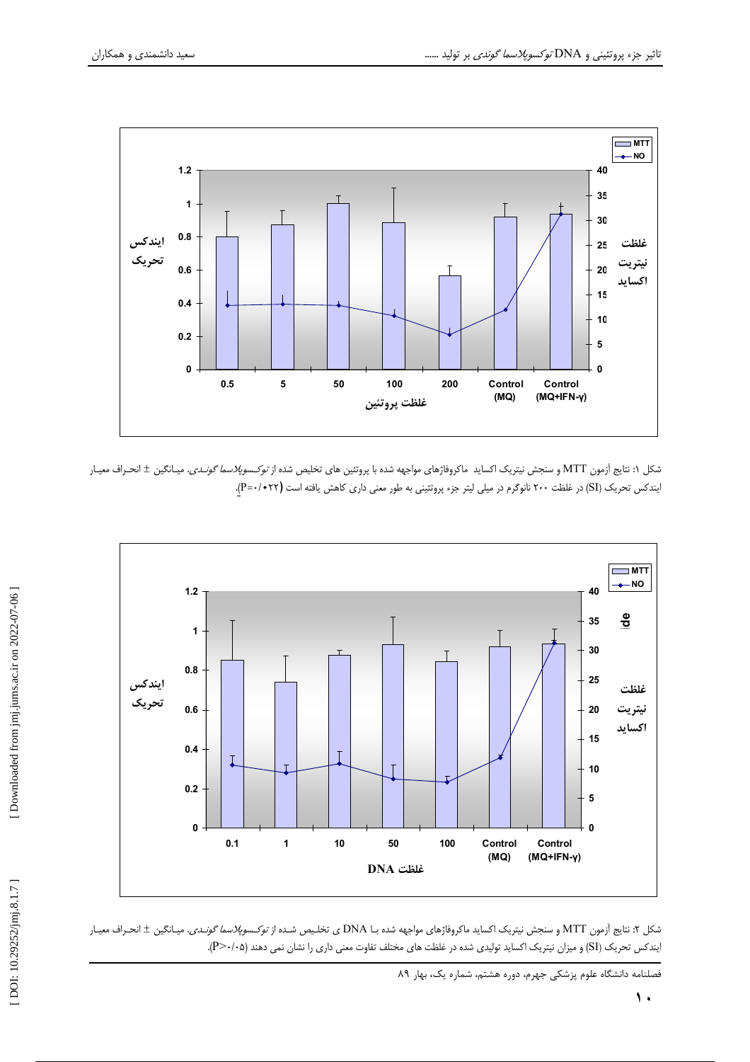شکل ۱: نتایج آزمون MTT و سنجش نیتریک اکساید ماکروفاژهای مواجهه شده با پروتئین های تخلیص شده از *توکسوپلاسما گوندی*. میانگین ± انحراف معیار ایندکس تحریک (SI) در غلظت ۲۰۰ نانوگرم در میلی لیتر جزء پروتئینی به طور معنی داری کاهش یافته است (P=۰/۰۲۲).

شکل ۲: نتایج آزمون MTT و سنجش نیتریک اکساید ماکروفاژهای مواجهه شده بـا DNA ی تخلیص شـده از *توکسوپلاسما گوندی*. میانگین ± انحراف معیار ایندکس تحریک (SI) و میزان نیتریک اکساید تولیدی شده در غلظت های مختلف تفاوت معنی داری را نشان نمی دهند (P>۰/۰۵).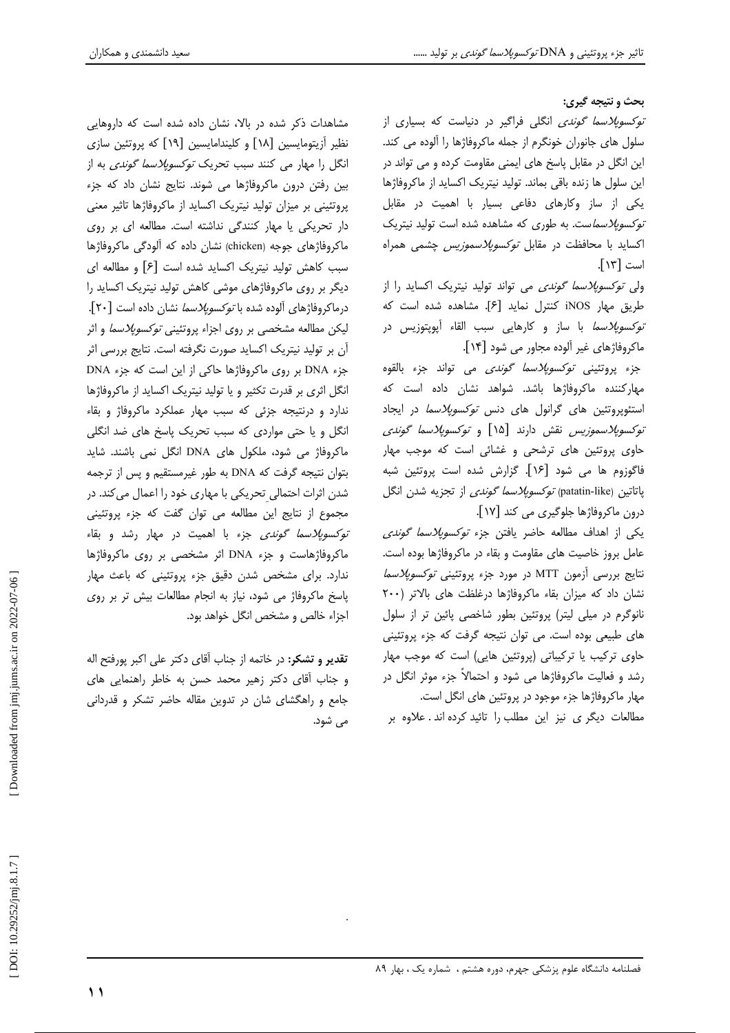## بحث و نتیجه گیری:

*توکسوپلاسما گوندی* انگلی فراگیر در دنیاست که بسیاری از سلول های جانوران خونگرم از جمله ماکروفاژها را آلوده می کند. این انگل در مقابل پاسخ های ایمنی مقاومت کرده و می تواند در این سلول ها زنده باقی بماند. تولید نیتریک اکساید از ماکروفاژها یکی از ساز وکارهای دفاعی بسیار با اهمیت در مقابل *توکسوپلاسما*ست. به طوری که مشاهده شده است تولید نیتریک اکساید با محافظت در مقابل *توکسوپلاسموزیس* چشمی همراه است [۱۳].

ولی *توکسوپلاسما گوندی* می تواند تولید نیتریک اکساید را از طریق مهار iNOS کنترل نماید [۶]. مشاهده شده است که *توکسوپلاسما* با ساز و کارهایی سبب القاء آپوپتوزیس در ماکروفاژهای غیر آلوده مجاور می شود [۱۴].

جزء پروتئینی *توکسوپلاسما گوندی* می تواند جزء بالقوه مهارکننده ماکروفاژها باشد. شواهد نشان داده است که استئوپروتئین های گرانول های دنس *توکسوپلاسما* در ایجاد *توکسوپلاسموزیس* نقش دارند [۱۵] و *توکسوپلاسما گوندی* حاوی پروتئین های ترشحی و غشائی است که موجب مهار فاگوزوم ها می شود [۱۶]. گزارش شده است پروتئین شبه پاتاتین (patatin-like) *توکسوپلاسما گوندی* از تجزیه شدن انگل درون ماکروفاژها جلوگیری می کند [۱۷].

یکی از اهداف مطالعه حاضر یافتن جزء *توکسوپلاسما گوندی* عامل بروز خاصیت های مقاومت و بقاء در ماکروفاژها بوده است. نتایج بررسی آزمون MTT در مورد جزء پروتئینی *توکسوپلاسما* نشان داد که میزان بقاء ماکروفاژها درغلظت های بالاتر (۲۰۰ نانوگرم در میلی لیتر) پروتئین بطور شاخصی پائین تر از سلول های طبیعی بوده است. می توان نتیجه گرفت که جزء پروتئینی حاوی ترکیب یا ترکیباتی (پروتئین هایی) است که موجب مهار رشد و فعالیت ماکروفاژها می شود و احتمالاً جزء موثر انگل در مهار ماکروفاژها جزء موجود در پروتئین های انگل است.

مطالعات دیگر ی نیز این مطلب را تائید کرده اند . علاوه بر مشاهدات ذکر شده در بالا، نشان داده شده است که داروهایی نظیر آزیتومایسین [۱۸] و کلیندامایسین [۱۹] که پروتئین سازی انگل را مهار می کنند سبب تحریک *توکسوپلاسما گوندی* به از بین رفتن درون ماکروفاژها می شوند. نتایج نشان داد که جزء پروتئینی بر میزان تولید نیتریک اکساید از ماکروفاژها تاثیر معنی دار تحریکی یا مهار کنندگی نداشته است. مطالعه ای بر روی ماکروفاژهای جوجه (chicken) نشان داده که آلودگی ماکروفاژها سبب کاهش تولید نیتریک اکساید شده است [۶] و مطالعه ای دیگر بر روی ماکروفاژهای موشی کاهش تولید نیتریک اکساید را درماکروفاژهای آلوده شده با *توکسوپلاسما* نشان داده است [۲۰]. لیکن مطالعه مشخصی بر روی اجزاء پروتئینی *توکسوپلاسما* و اثر آن بر تولید نیتریک اکساید صورت نگرفته است. نتایج بررسی اثر جزء DNA بر روی ماکروفاژها حاکی از این است که جزء DNA انگل اثری بر قدرت تکثیر و یا تولید نیتریک اکساید از ماکروفاژها ندارد و درنتیجه جزئی که سبب مهار عملکرد ماکروفاژ و بقاء انگل و یا حتی مواردی که سبب تحریک پاسخ های ضد انگلی ماکروفاژ می شود، ملکول های DNA انگل نمی باشند. شاید بتوان نتیجه گرفت که DNA به طور غیرمستقیم و پس از ترجمه شدن اثرات احتمالی تحریکی با مهاری خود را اعمال می‌کند. در مجموع از نتایج این مطالعه می توان گفت که جزء پروتئینی *توکسوپلاسما گوندی* جزء با اهمیت در مهار رشد و بقاء ماکروفاژهاست و جزء DNA اثر مشخصی بر روی ماکروفاژها ندارد. برای مشخص شدن دقیق جزء پروتئینی که باعث مهار پاسخ ماکروفاژ می شود، نیاز به انجام مطالعات بیش تر بر روی اجزاء خالص و مشخص انگل خواهد بود.

**تقدیر و تشکر:** در خاتمه از جناب آقای دکتر علی اکبر پورفتح اله و جناب آقای دکتر زهیر محمد حسن به خاطر راهنمایی های جامع و راهگشای شان در تدوین مقاله حاضر تشکر و قدردانی می شود.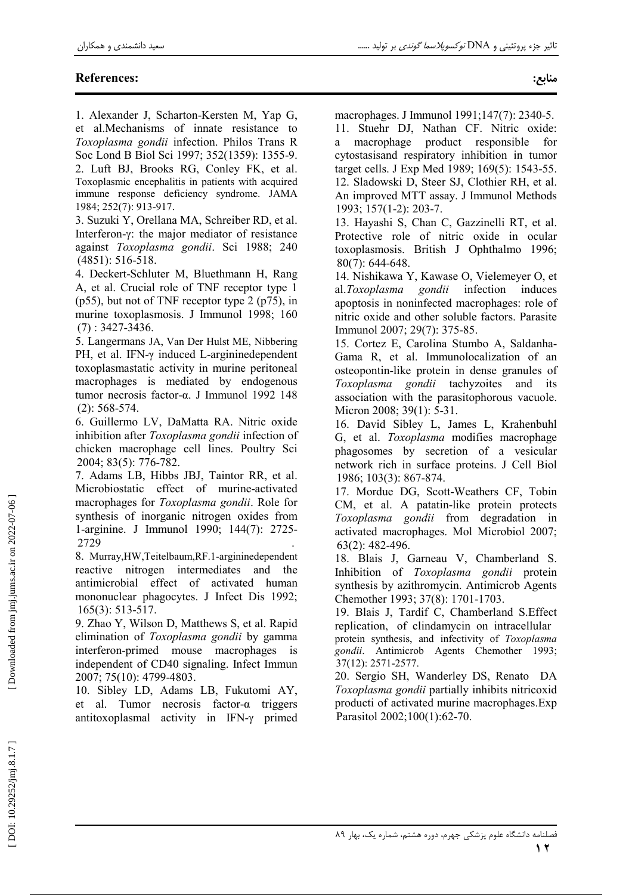## References:

## منابع:

1. Alexander J, Scharton-Kersten M, Yap G, et al.Mechanisms of innate resistance to *Toxoplasma gondii* infection. Philos Trans R Soc Lond B Biol Sci 1997; 352(1359): 1355-9.
2. Luft BJ, Brooks RG, Conley FK, et al. Toxoplasmic encephalitis in patients with acquired immune response deficiency syndrome. JAMA 1984; 252(7): 913-917.
3. Suzuki Y, Orellana MA, Schreiber RD, et al. Interferon-γ: the major mediator of resistance against *Toxoplasma gondii*. Sci 1988; 240 (4851): 516-518.
4. Deckert-Schluter M, Bluethmann H, Rang A, et al. Crucial role of TNF receptor type 1 (p55), but not of TNF receptor type 2 (p75), in murine toxoplasmosis. J Immunol 1998; 160 (7) : 3427-3436.
5. Langermans JA, Van Der Hulst ME, Nibbering PH, et al. IFN-γ induced L-argininedependent toxoplasmastatic activity in murine peritoneal macrophages is mediated by endogenous tumor necrosis factor-α. J Immunol 1992 148 (2): 568-574.
6. Guillermo LV, DaMatta RA. Nitric oxide inhibition after *Toxoplasma gondii* infection of chicken macrophage cell lines. Poultry Sci 2004; 83(5): 776-782.
7. Adams LB, Hibbs JBJ, Taintor RR, et al. Microbiostatic effect of murine-activated macrophages for *Toxoplasma gondii*. Role for synthesis of inorganic nitrogen oxides from 1-arginine. J Immunol 1990; 144(7): 2725-2729 .
8. Murray,HW,Teitelbaum,RF.1-argininedependent reactive nitrogen intermediates and the antimicrobial effect of activated human mononuclear phagocytes. J Infect Dis 1992; 165(3): 513-517.
9. Zhao Y, Wilson D, Matthews S, et al. Rapid elimination of *Toxoplasma gondii* by gamma interferon-primed mouse macrophages is independent of CD40 signaling. Infect Immun 2007; 75(10): 4799-4803.
10. Sibley LD, Adams LB, Fukutomi AY, et al. Tumor necrosis factor-α triggers antitoxoplasmal activity in IFN-γ primed macrophages. J Immunol 1991;147(7): 2340-5.
11. Stuehr DJ, Nathan CF. Nitric oxide: a macrophage product responsible for cytostasisand respiratory inhibition in tumor target cells. J Exp Med 1989; 169(5): 1543-55.
12. Sladowski D, Steer SJ, Clothier RH, et al. An improved MTT assay. J Immunol Methods 1993; 157(1-2): 203-7.
13. Hayashi S, Chan C, Gazzinelli RT, et al. Protective role of nitric oxide in ocular toxoplasmosis. British J Ophthalmo 1996; 80(7): 644-648.
14. Nishikawa Y, Kawase O, Vielemeyer O, et al.*Toxoplasma gondii* infection induces apoptosis in noninfected macrophages: role of nitric oxide and other soluble factors. Parasite Immunol 2007; 29(7): 375-85.
15. Cortez E, Carolina Stumbo A, Saldanha-Gama R, et al. Immunolocalization of an osteopontin-like protein in dense granules of *Toxoplasma gondii* tachyzoites and its association with the parasitophorous vacuole. Micron 2008; 39(1): 5-31.
16. David Sibley L, James L, Krahenbuhl G, et al. *Toxoplasma* modifies macrophage phagosomes by secretion of a vesicular network rich in surface proteins. J Cell Biol 1986; 103(3): 867-874.
17. Mordue DG, Scott-Weathers CF, Tobin CM, et al. A patatin-like protein protects *Toxoplasma gondii* from degradation in activated macrophages. Mol Microbiol 2007; 63(2): 482-496.
18. Blais J, Garneau V, Chamberland S. Inhibition of *Toxoplasma gondii* protein synthesis by azithromycin. Antimicrob Agents Chemother 1993; 37(8): 1701-1703.
19. Blais J, Tardif C, Chamberland S.Effect replication, of clindamycin on intracellular protein synthesis, and infectivity of *Toxoplasma gondii*. Antimicrob Agents Chemother 1993; 37(12): 2571-2577.
20. Sergio SH, Wanderley DS, Renato DA *Toxoplasma gondii* partially inhibits nitricoxid producti of activated murine macrophages.Exp Parasitol 2002;100(1):62-70.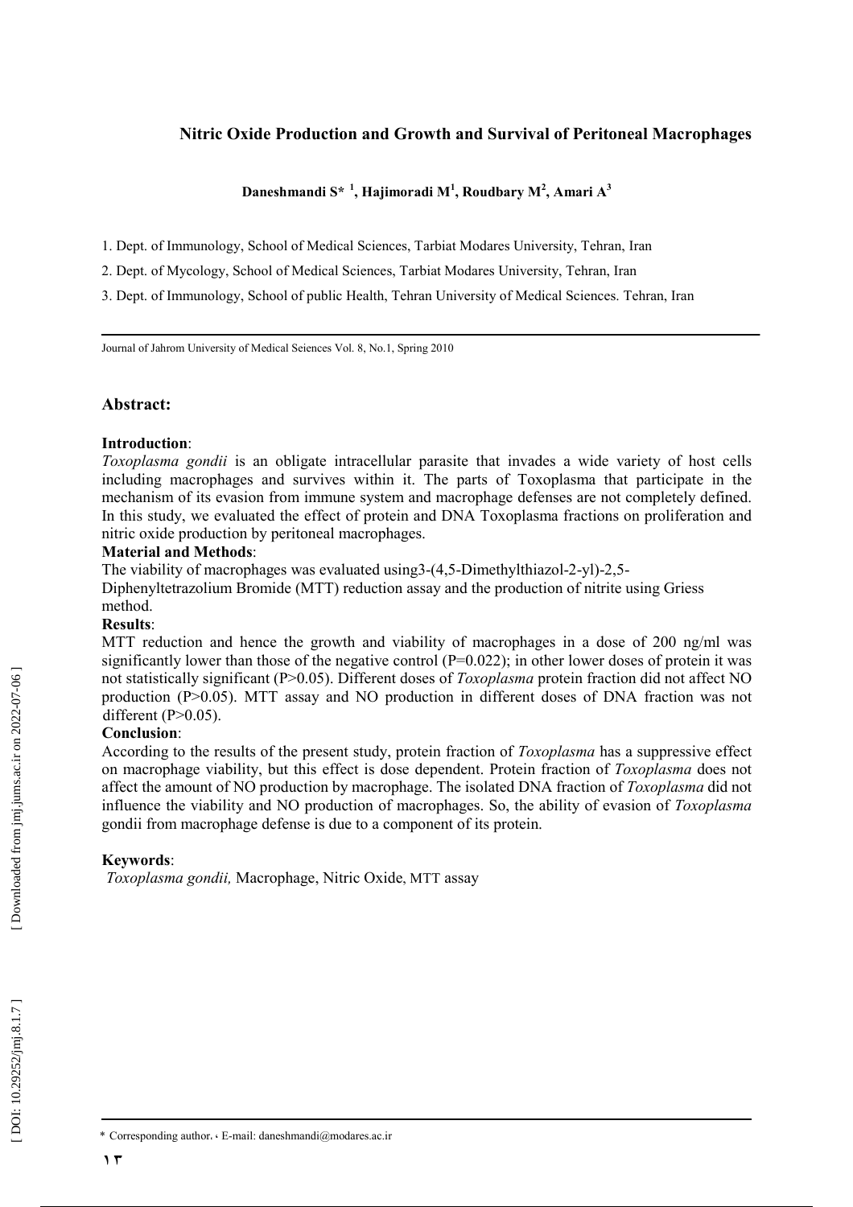# Nitric Oxide Production and Growth and Survival of Peritoneal Macrophages

**Daneshmandi S* [1], Hajimoradi M[1], Roudbary M[2], Amari A[3]**

1. Dept. of Immunology, School of Medical Sciences, Tarbiat Modares University, Tehran, Iran
2. Dept. of Mycology, School of Medical Sciences, Tarbiat Modares University, Tehran, Iran
3. Dept. of Immunology, School of public Health, Tehran University of Medical Sciences. Tehran, Iran

Journal of Jahrom University of Medical Seiences Vol. 8, No.1, Spring 2010

## Abstract:

**Introduction**:
*Toxoplasma gondii* is an obligate intracellular parasite that invades a wide variety of host cells including macrophages and survives within it. The parts of Toxoplasma that participate in the mechanism of its evasion from immune system and macrophage defenses are not completely defined. In this study, we evaluated the effect of protein and DNA Toxoplasma fractions on proliferation and nitric oxide production by peritoneal macrophages.

**Material and Methods**:
The viability of macrophages was evaluated using3-(4,5-Dimethylthiazol-2-yl)-2,5-Diphenyltetrazolium Bromide (MTT) reduction assay and the production of nitrite using Griess method.

**Results**:
MTT reduction and hence the growth and viability of macrophages in a dose of 200 ng/ml was significantly lower than those of the negative control (P=0.022); in other lower doses of protein it was not statistically significant (P>0.05). Different doses of *Toxoplasma* protein fraction did not affect NO production (P>0.05). MTT assay and NO production in different doses of DNA fraction was not different (P>0.05).

**Conclusion**:
According to the results of the present study, protein fraction of *Toxoplasma* has a suppressive effect on macrophage viability, but this effect is dose dependent. Protein fraction of *Toxoplasma* does not affect the amount of NO production by macrophage. The isolated DNA fraction of *Toxoplasma* did not influence the viability and NO production of macrophages. So, the ability of evasion of *Toxoplasma* gondii from macrophage defense is due to a component of its protein.

**Keywords**:
*Toxoplasma gondii,* Macrophage, Nitric Oxide, MTT assay

\* Corresponding author، E-mail: daneshmandi@modares.ac.ir